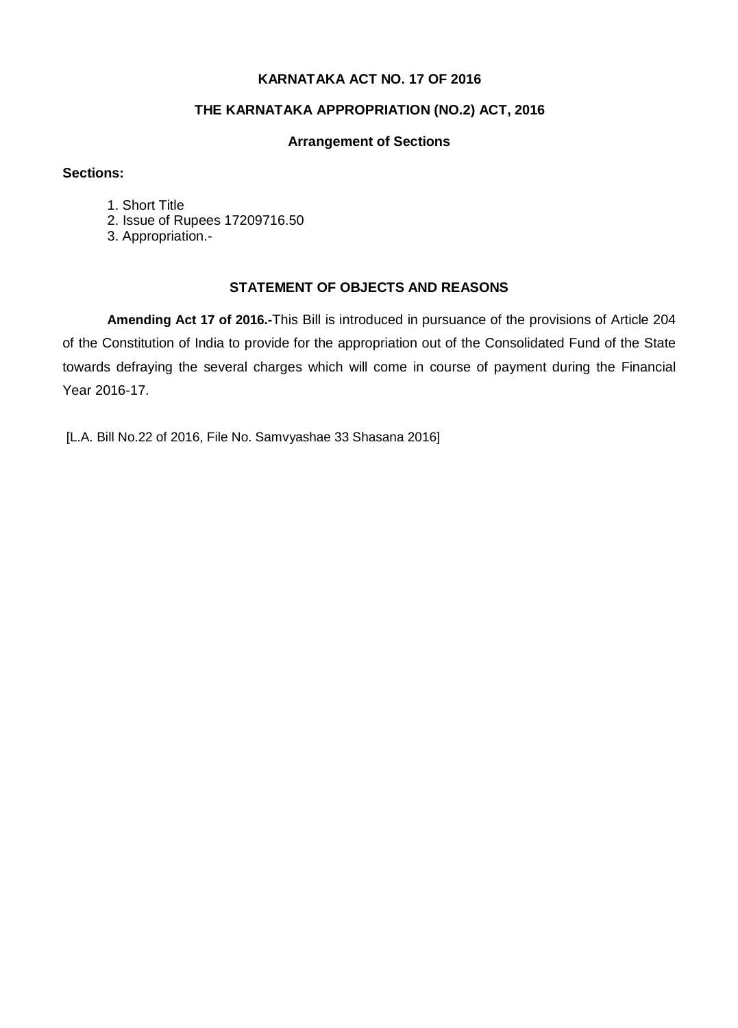# KARNATAKA ACT NO. 17 OF 2016

## THE KARNATAKA APPROPRIATION (NO.2) ACT, 2016

### Arrangement of Sections

**Sections:**

1. Short Title
2. Issue of Rupees 17209716.50
3. Appropriation.-

### STATEMENT OF OBJECTS AND REASONS

**Amending Act 17 of 2016.-**This Bill is introduced in pursuance of the provisions of Article 204 of the Constitution of India to provide for the appropriation out of the Consolidated Fund of the State towards defraying the several charges which will come in course of payment during the Financial Year 2016-17.

[L.A. Bill No.22 of 2016, File No. Samvyashae 33 Shasana 2016]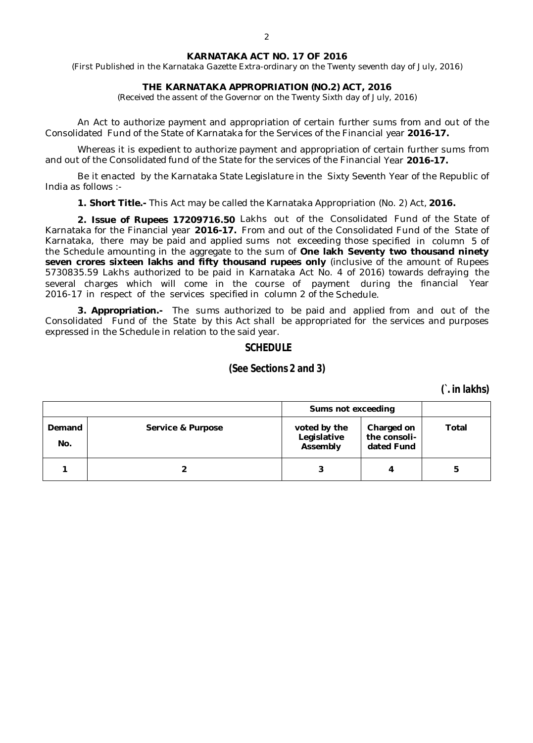**KARNATAKA ACT NO. 17 OF 2016**

(First Published in the Karnataka Gazette Extra-ordinary on the Twenty seventh day of July, 2016)

**THE KARNATAKA APPROPRIATION (NO.2) ACT, 2016**

(Received the assent of the Governor on the Twenty Sixth day of July, 2016)

An Act to authorize payment and appropriation of certain further sums from and out of the Consolidated Fund of the State of Karnataka for the Services of the Financial year **2016-17.**

Whereas it is expedient to authorize payment and appropriation of certain further sums from and out of the Consolidated fund of the State for the services of the Financial Year **2016-17.**

Be it enacted by the Karnataka State Legislature in the Sixty Seventh Year of the Republic of India as follows :-

**1. Short Title.-** This Act may be called the Karnataka Appropriation (No. 2) Act, **2016.**

**2. Issue of Rupees 17209716.50** Lakhs out of the Consolidated Fund of the State of Karnataka for the Financial year **2016-17.** From and out of the Consolidated Fund of the State of Karnataka, there may be paid and applied sums not exceeding those specified in column 5 of the Schedule amounting in the aggregate to the sum of **One lakh Seventy two thousand ninety seven crores sixteen lakhs and fifty thousand rupees only** (inclusive of the amount of Rupees 5730835.59 Lakhs authorized to be paid in Karnataka Act No. 4 of 2016) towards defraying the several charges which will come in the course of payment during the financial Year 2016-17 in respect of the services specified in column 2 of the Schedule.

**3. Appropriation.-** The sums authorized to be paid and applied from and out of the Consolidated Fund of the State by this Act shall be appropriated for the services and purposes expressed in the Schedule in relation to the said year.

## SCHEDULE

### (See Sections 2 and 3)

**(`. in lakhs)**

| | | Sums not exceeding | | |
|---|---|---|---|---|
| Demand No. | Service & Purpose | voted by the Legislative Assembly | Charged on the consoli-dated Fund | Total |
| 1 | 2 | 3 | 4 | 5 |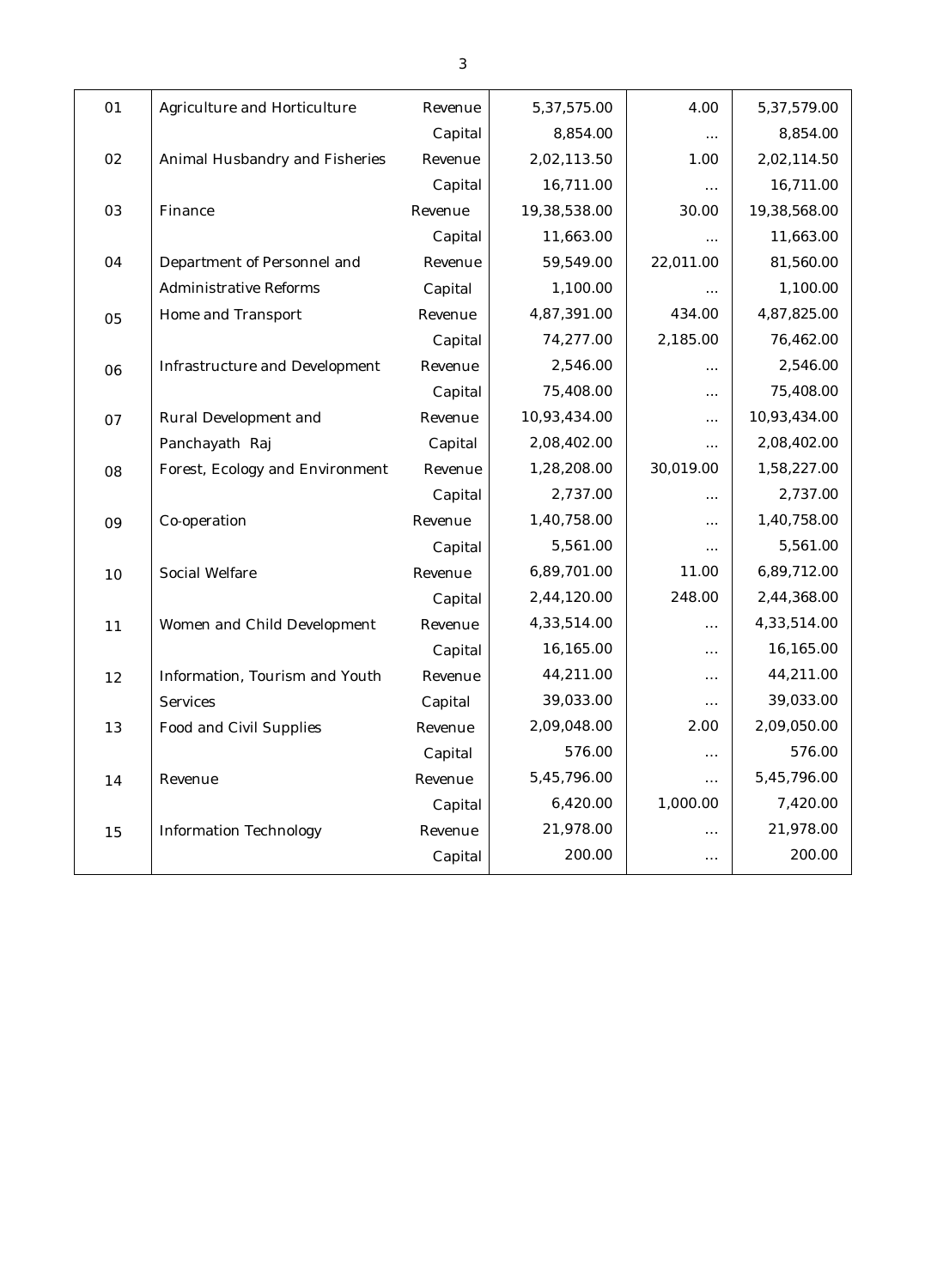| | | | | | |
|---|---|---|---|---|---|
| 01 | Agriculture and Horticulture | Revenue | 5,37,575.00 | 4.00 | 5,37,579.00 |
| | | Capital | 8,854.00 | ... | 8,854.00 |
| 02 | Animal Husbandry and Fisheries | Revenue | 2,02,113.50 | 1.00 | 2,02,114.50 |
| | | Capital | 16,711.00 | ... | 16,711.00 |
| 03 | Finance | Revenue | 19,38,538.00 | 30.00 | 19,38,568.00 |
| | | Capital | 11,663.00 | ... | 11,663.00 |
| 04 | Department of Personnel and | Revenue | 59,549.00 | 22,011.00 | 81,560.00 |
| | Administrative Reforms | Capital | 1,100.00 | ... | 1,100.00 |
| 05 | Home and Transport | Revenue | 4,87,391.00 | 434.00 | 4,87,825.00 |
| | | Capital | 74,277.00 | 2,185.00 | 76,462.00 |
| 06 | Infrastructure and Development | Revenue | 2,546.00 | ... | 2,546.00 |
| | | Capital | 75,408.00 | ... | 75,408.00 |
| 07 | Rural Development and | Revenue | 10,93,434.00 | ... | 10,93,434.00 |
| | Panchayath Raj | Capital | 2,08,402.00 | ... | 2,08,402.00 |
| 08 | Forest, Ecology and Environment | Revenue | 1,28,208.00 | 30,019.00 | 1,58,227.00 |
| | | Capital | 2,737.00 | ... | 2,737.00 |
| 09 | Co-operation | Revenue | 1,40,758.00 | ... | 1,40,758.00 |
| | | Capital | 5,561.00 | ... | 5,561.00 |
| 10 | Social Welfare | Revenue | 6,89,701.00 | 11.00 | 6,89,712.00 |
| | | Capital | 2,44,120.00 | 248.00 | 2,44,368.00 |
| 11 | Women and Child Development | Revenue | 4,33,514.00 | ... | 4,33,514.00 |
| | | Capital | 16,165.00 | ... | 16,165.00 |
| 12 | Information, Tourism and Youth | Revenue | 44,211.00 | ... | 44,211.00 |
| | Services | Capital | 39,033.00 | ... | 39,033.00 |
| 13 | Food and Civil Supplies | Revenue | 2,09,048.00 | 2.00 | 2,09,050.00 |
| | | Capital | 576.00 | ... | 576.00 |
| 14 | Revenue | Revenue | 5,45,796.00 | ... | 5,45,796.00 |
| | | Capital | 6,420.00 | 1,000.00 | 7,420.00 |
| 15 | Information Technology | Revenue | 21,978.00 | ... | 21,978.00 |
| | | Capital | 200.00 | ... | 200.00 |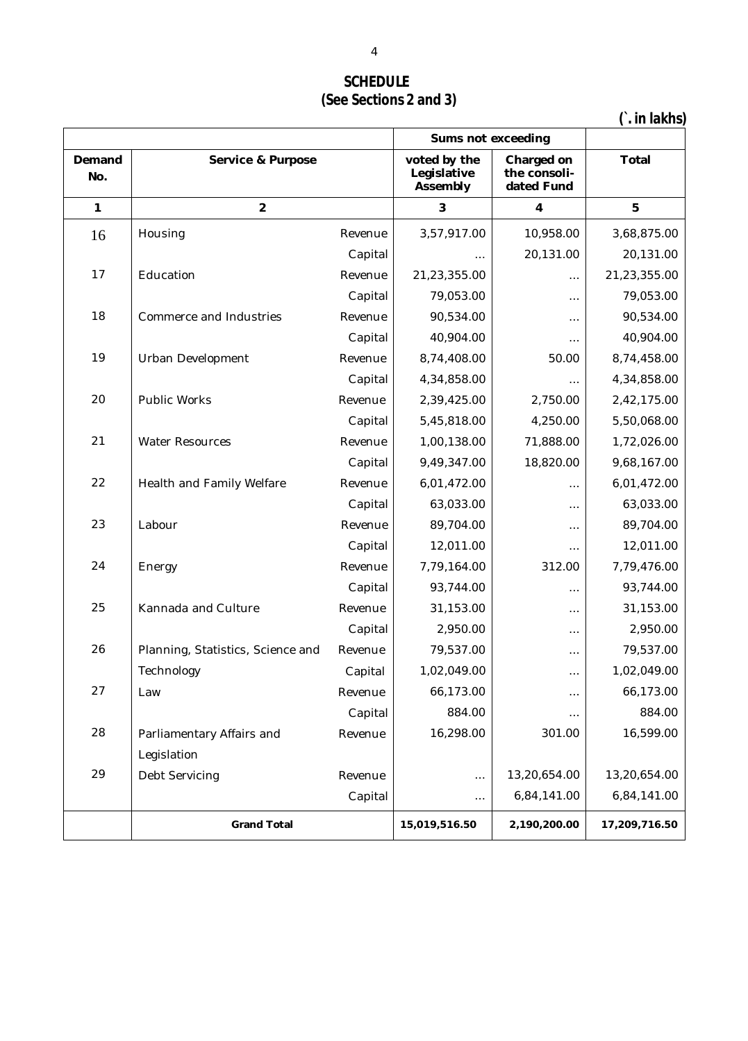## SCHEDULE

### (See Sections 2 and 3)

(`. in lakhs)

| | | | Sums not exceeding | | |
|---|---|---|---|---|---|
| Demand No. | Service & Purpose | | voted by the Legislative Assembly | Charged on the consoli-dated Fund | Total |
| 1 | 2 | | 3 | 4 | 5 |
| 16 | Housing | Revenue | 3,57,917.00 | 10,958.00 | 3,68,875.00 |
| | | Capital | ... | 20,131.00 | 20,131.00 |
| 17 | Education | Revenue | 21,23,355.00 | ... | 21,23,355.00 |
| | | Capital | 79,053.00 | ... | 79,053.00 |
| 18 | Commerce and Industries | Revenue | 90,534.00 | ... | 90,534.00 |
| | | Capital | 40,904.00 | ... | 40,904.00 |
| 19 | Urban Development | Revenue | 8,74,408.00 | 50.00 | 8,74,458.00 |
| | | Capital | 4,34,858.00 | ... | 4,34,858.00 |
| 20 | Public Works | Revenue | 2,39,425.00 | 2,750.00 | 2,42,175.00 |
| | | Capital | 5,45,818.00 | 4,250.00 | 5,50,068.00 |
| 21 | Water Resources | Revenue | 1,00,138.00 | 71,888.00 | 1,72,026.00 |
| | | Capital | 9,49,347.00 | 18,820.00 | 9,68,167.00 |
| 22 | Health and Family Welfare | Revenue | 6,01,472.00 | ... | 6,01,472.00 |
| | | Capital | 63,033.00 | ... | 63,033.00 |
| 23 | Labour | Revenue | 89,704.00 | ... | 89,704.00 |
| | | Capital | 12,011.00 | ... | 12,011.00 |
| 24 | Energy | Revenue | 7,79,164.00 | 312.00 | 7,79,476.00 |
| | | Capital | 93,744.00 | ... | 93,744.00 |
| 25 | Kannada and Culture | Revenue | 31,153.00 | ... | 31,153.00 |
| | | Capital | 2,950.00 | ... | 2,950.00 |
| 26 | Planning, Statistics, Science and | Revenue | 79,537.00 | ... | 79,537.00 |
| | Technology | Capital | 1,02,049.00 | ... | 1,02,049.00 |
| 27 | Law | Revenue | 66,173.00 | ... | 66,173.00 |
| | | Capital | 884.00 | ... | 884.00 |
| 28 | Parliamentary Affairs and Legislation | Revenue | 16,298.00 | 301.00 | 16,599.00 |
| 29 | Debt Servicing | Revenue | ... | 13,20,654.00 | 13,20,654.00 |
| | | Capital | ... | 6,84,141.00 | 6,84,141.00 |
| | **Grand Total** | | **15,019,516.50** | **2,190,200.00** | **17,209,716.50** |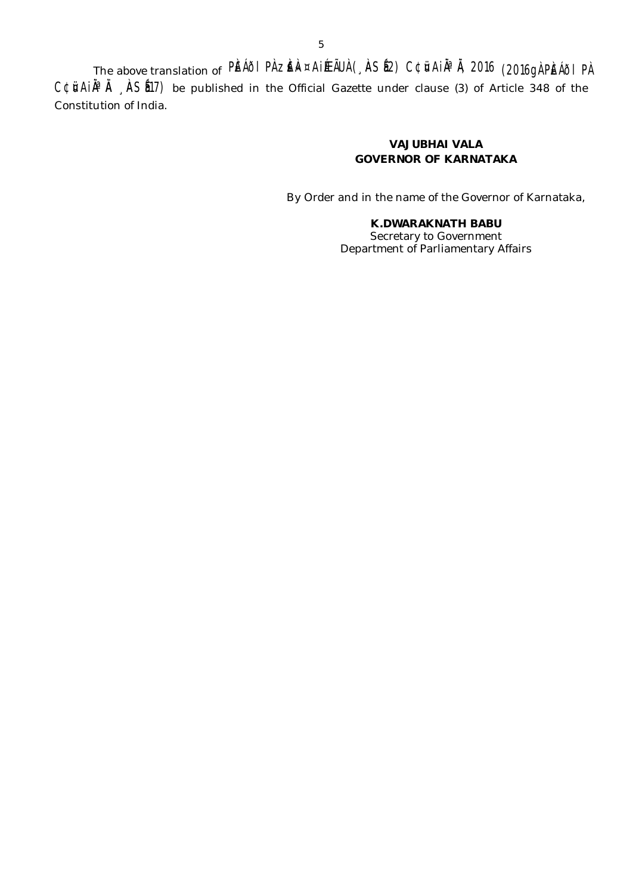The above translation of PÀ£ÁðlPÀ PÀAzÁAiÀÄ ¤AiÉÆÃUÀ (¸ÀASÉå 2) C¢ü¤AiÀĪÀÄ, 2016 (2016gÀ PÀ£ÁðlPÀ C¢ü¤AiÀĪÀÄ ¸ÀASÉå 17) be published in the Official Gazette under clause (3) of Article 348 of the Constitution of India.

**VAJUBHAI VALA**
**GOVERNOR OF KARNATAKA**

By Order and in the name of the Governor of Karnataka,

**K.DWARAKNATH BABU**
Secretary to Government
Department of Parliamentary Affairs